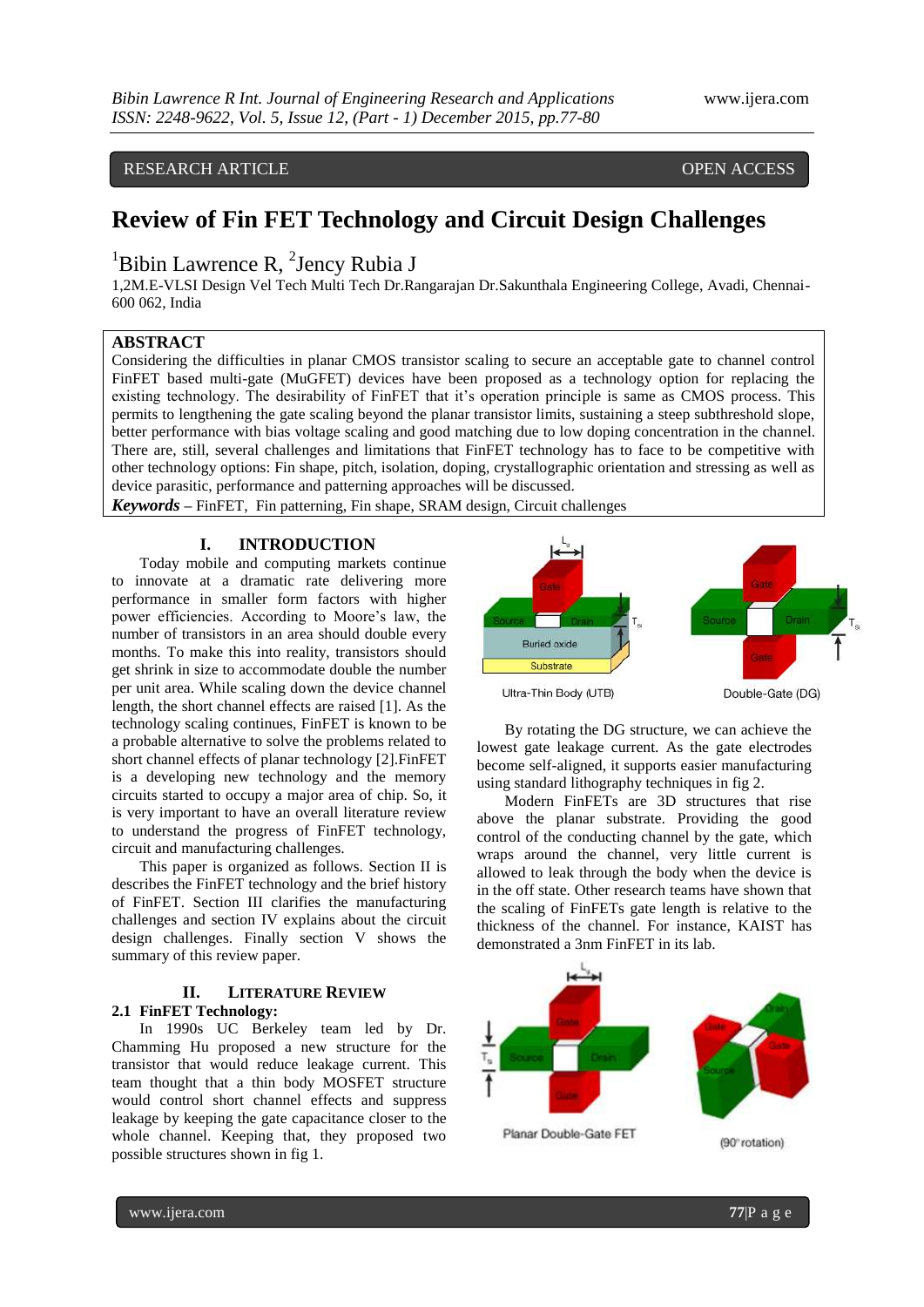RESEARCH ARTICLE OPEN ACCESS

# Review of Fin FET Technology and Circuit Design Challenges

[1]Bibin Lawrence R, [2]Jency Rubia J

1,2M.E-VLSI Design Vel Tech Multi Tech Dr.Rangarajan Dr.Sakunthala Engineering College, Avadi, Chennai-600 062, India

## ABSTRACT

Considering the difficulties in planar CMOS transistor scaling to secure an acceptable gate to channel control FinFET based multi-gate (MuGFET) devices have been proposed as a technology option for replacing the existing technology. The desirability of FinFET that it's operation principle is same as CMOS process. This permits to lengthening the gate scaling beyond the planar transistor limits, sustaining a steep subthreshold slope, better performance with bias voltage scaling and good matching due to low doping concentration in the channel. There are, still, several challenges and limitations that FinFET technology has to face to be competitive with other technology options: Fin shape, pitch, isolation, doping, crystallographic orientation and stressing as well as device parasitic, performance and patterning approaches will be discussed.

***Keywords*** – FinFET, Fin patterning, Fin shape, SRAM design, Circuit challenges

## I. INTRODUCTION

Today mobile and computing markets continue to innovate at a dramatic rate delivering more performance in smaller form factors with higher power efficiencies. According to Moore's law, the number of transistors in an area should double every months. To make this into reality, transistors should get shrink in size to accommodate double the number per unit area. While scaling down the device channel length, the short channel effects are raised [1]. As the technology scaling continues, FinFET is known to be a probable alternative to solve the problems related to short channel effects of planar technology [2].FinFET is a developing new technology and the memory circuits started to occupy a major area of chip. So, it is very important to have an overall literature review to understand the progress of FinFET technology, circuit and manufacturing challenges.

This paper is organized as follows. Section II is describes the FinFET technology and the brief history of FinFET. Section III clarifies the manufacturing challenges and section IV explains about the circuit design challenges. Finally section V shows the summary of this review paper.

## II. LITERATURE REVIEW

### 2.1 FinFET Technology:

In 1990s UC Berkeley team led by Dr. Chamming Hu proposed a new structure for the transistor that would reduce leakage current. This team thought that a thin body MOSFET structure would control short channel effects and suppress leakage by keeping the gate capacitance closer to the whole channel. Keeping that, they proposed two possible structures shown in fig 1.

Ultra-Thin Body (UTB) Double-Gate (DG)

By rotating the DG structure, we can achieve the lowest gate leakage current. As the gate electrodes become self-aligned, it supports easier manufacturing using standard lithography techniques in fig 2.

Modern FinFETs are 3D structures that rise above the planar substrate. Providing the good control of the conducting channel by the gate, which wraps around the channel, very little current is allowed to leak through the body when the device is in the off state. Other research teams have shown that the scaling of FinFETs gate length is relative to the thickness of the channel. For instance, KAIST has demonstrated a 3nm FinFET in its lab.

Planar Double-Gate FET (90° rotation)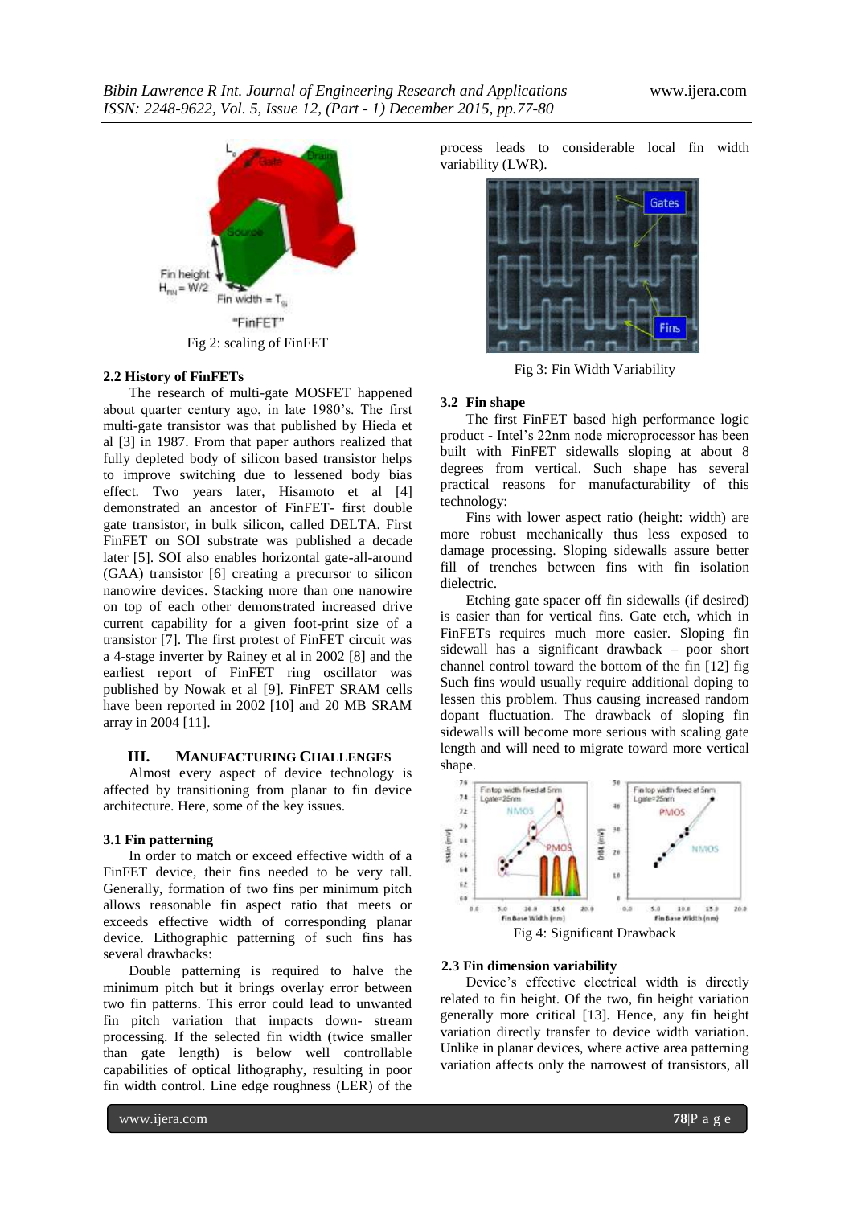Fig 2: scaling of FinFET

### 2.2 History of FinFETs

The research of multi-gate MOSFET happened about quarter century ago, in late 1980's. The first multi-gate transistor was that published by Hieda et al [3] in 1987. From that paper authors realized that fully depleted body of silicon based transistor helps to improve switching due to lessened body bias effect. Two years later, Hisamoto et al [4] demonstrated an ancestor of FinFET- first double gate transistor, in bulk silicon, called DELTA. First FinFET on SOI substrate was published a decade later [5]. SOI also enables horizontal gate-all-around (GAA) transistor [6] creating a precursor to silicon nanowire devices. Stacking more than one nanowire on top of each other demonstrated increased drive current capability for a given foot-print size of a transistor [7]. The first protest of FinFET circuit was a 4-stage inverter by Rainey et al in 2002 [8] and the earliest report of FinFET ring oscillator was published by Nowak et al [9]. FinFET SRAM cells have been reported in 2002 [10] and 20 MB SRAM array in 2004 [11].

## III. Manufacturing Challenges

Almost every aspect of device technology is affected by transitioning from planar to fin device architecture. Here, some of the key issues.

### 3.1 Fin patterning

In order to match or exceed effective width of a FinFET device, their fins needed to be very tall. Generally, formation of two fins per minimum pitch allows reasonable fin aspect ratio that meets or exceeds effective width of corresponding planar device. Lithographic patterning of such fins has several drawbacks:

Double patterning is required to halve the minimum pitch but it brings overlay error between two fin patterns. This error could lead to unwanted fin pitch variation that impacts down- stream processing. If the selected fin width (twice smaller than gate length) is below well controllable capabilities of optical lithography, resulting in poor fin width control. Line edge roughness (LER) of the process leads to considerable local fin width variability (LWR).

Fig 3: Fin Width Variability

### 3.2 Fin shape

The first FinFET based high performance logic product - Intel's 22nm node microprocessor has been built with FinFET sidewalls sloping at about 8 degrees from vertical. Such shape has several practical reasons for manufacturability of this technology:

Fins with lower aspect ratio (height: width) are more robust mechanically thus less exposed to damage processing. Sloping sidewalls assure better fill of trenches between fins with fin isolation dielectric.

Etching gate spacer off fin sidewalls (if desired) is easier than for vertical fins. Gate etch, which in FinFETs requires much more easier. Sloping fin sidewall has a significant drawback – poor short channel control toward the bottom of the fin [12] fig Such fins would usually require additional doping to lessen this problem. Thus causing increased random dopant fluctuation. The drawback of sloping fin sidewalls will become more serious with scaling gate length and will need to migrate toward more vertical shape.

Fig 4: Significant Drawback

### 2.3 Fin dimension variability

Device's effective electrical width is directly related to fin height. Of the two, fin height variation generally more critical [13]. Hence, any fin height variation directly transfer to device width variation. Unlike in planar devices, where active area patterning variation affects only the narrowest of transistors, all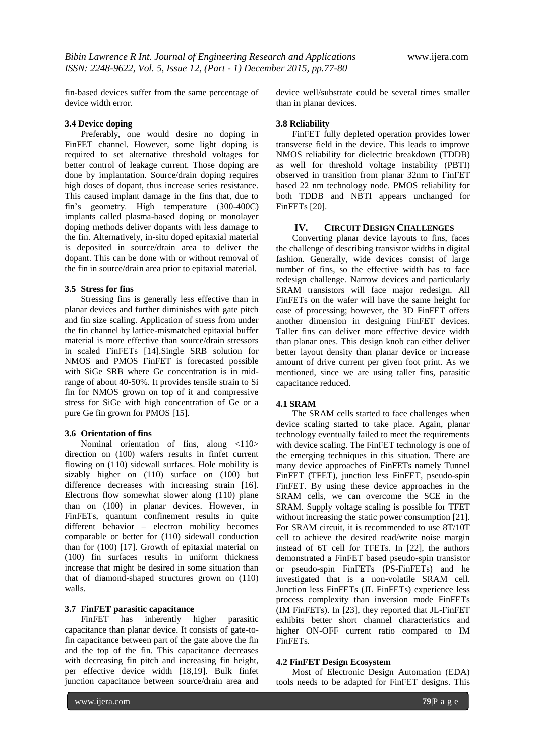fin-based devices suffer from the same percentage of device width error.

### 3.4 Device doping

Preferably, one would desire no doping in FinFET channel. However, some light doping is required to set alternative threshold voltages for better control of leakage current. Those doping are done by implantation. Source/drain doping requires high doses of dopant, thus increase series resistance. This caused implant damage in the fins that, due to fin's geometry. High temperature (300-400C) implants called plasma-based doping or monolayer doping methods deliver dopants with less damage to the fin. Alternatively, in-situ doped epitaxial material is deposited in source/drain area to deliver the dopant. This can be done with or without removal of the fin in source/drain area prior to epitaxial material.

### 3.5 Stress for fins

Stressing fins is generally less effective than in planar devices and further diminishes with gate pitch and fin size scaling. Application of stress from under the fin channel by lattice-mismatched epitaxial buffer material is more effective than source/drain stressors in scaled FinFETs [14].Single SRB solution for NMOS and PMOS FinFET is forecasted possible with SiGe SRB where Ge concentration is in mid-range of about 40-50%. It provides tensile strain to Si fin for NMOS grown on top of it and compressive stress for SiGe with high concentration of Ge or a pure Ge fin grown for PMOS [15].

### 3.6 Orientation of fins

Nominal orientation of fins, along <110> direction on (100) wafers results in finfet current flowing on (110) sidewall surfaces. Hole mobility is sizably higher on (110) surface on (100) but difference decreases with increasing strain [16]. Electrons flow somewhat slower along (110) plane than on (100) in planar devices. However, in FinFETs, quantum confinement results in quite different behavior – electron mobility becomes comparable or better for (110) sidewall conduction than for (100) [17]. Growth of epitaxial material on (100) fin surfaces results in uniform thickness increase that might be desired in some situation than that of diamond-shaped structures grown on (110) walls.

### 3.7 FinFET parasitic capacitance

FinFET has inherently higher parasitic capacitance than planar device. It consists of gate-to-fin capacitance between part of the gate above the fin and the top of the fin. This capacitance decreases with decreasing fin pitch and increasing fin height, per effective device width [18,19]. Bulk finfet junction capacitance between source/drain area and device well/substrate could be several times smaller than in planar devices.

### 3.8 Reliability

FinFET fully depleted operation provides lower transverse field in the device. This leads to improve NMOS reliability for dielectric breakdown (TDDB) as well for threshold voltage instability (PBTI) observed in transition from planar 32nm to FinFET based 22 nm technology node. PMOS reliability for both TDDB and NBTI appears unchanged for FinFETs [20].

## IV. CIRCUIT DESIGN CHALLENGES

Converting planar device layouts to fins, faces the challenge of describing transistor widths in digital fashion. Generally, wide devices consist of large number of fins, so the effective width has to face redesign challenge. Narrow devices and particularly SRAM transistors will face major redesign. All FinFETs on the wafer will have the same height for ease of processing; however, the 3D FinFET offers another dimension in designing FinFET devices. Taller fins can deliver more effective device width than planar ones. This design knob can either deliver better layout density than planar device or increase amount of drive current per given foot print. As we mentioned, since we are using taller fins, parasitic capacitance reduced.

### 4.1 SRAM

The SRAM cells started to face challenges when device scaling started to take place. Again, planar technology eventually failed to meet the requirements with device scaling. The FinFET technology is one of the emerging techniques in this situation. There are many device approaches of FinFETs namely Tunnel FinFET (TFET), junction less FinFET, pseudo-spin FinFET. By using these device approaches in the SRAM cells, we can overcome the SCE in the SRAM. Supply voltage scaling is possible for TFET without increasing the static power consumption [21]. For SRAM circuit, it is recommended to use 8T/10T cell to achieve the desired read/write noise margin instead of 6T cell for TFETs. In [22], the authors demonstrated a FinFET based pseudo-spin transistor or pseudo-spin FinFETs (PS-FinFETs) and he investigated that is a non-volatile SRAM cell. Junction less FinFETs (JL FinFETs) experience less process complexity than inversion mode FinFETs (IM FinFETs). In [23], they reported that JL-FinFET exhibits better short channel characteristics and higher ON-OFF current ratio compared to IM FinFETs.

### 4.2 FinFET Design Ecosystem

Most of Electronic Design Automation (EDA) tools needs to be adapted for FinFET designs. This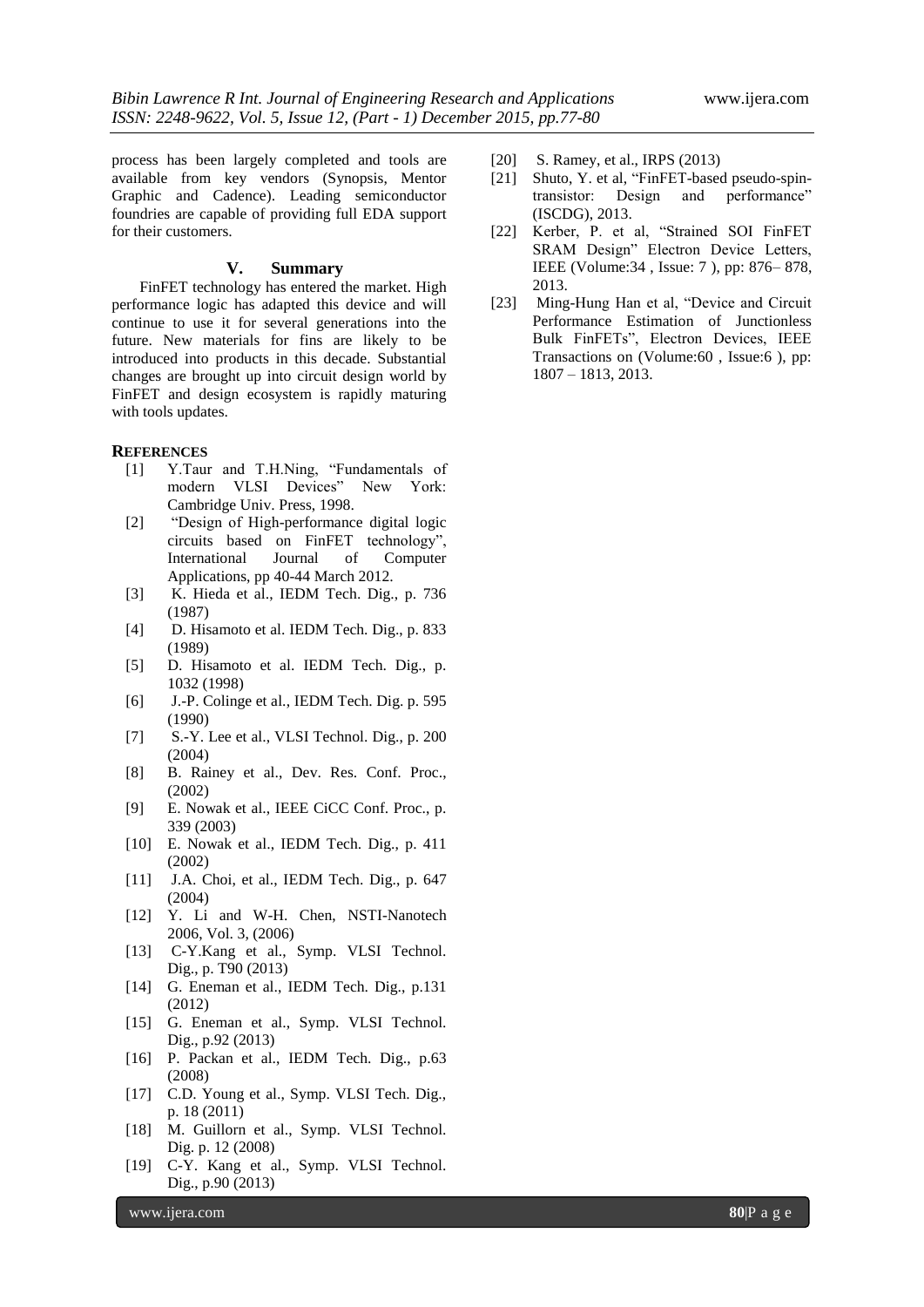process has been largely completed and tools are available from key vendors (Synopsis, Mentor Graphic and Cadence). Leading semiconductor foundries are capable of providing full EDA support for their customers.

## V. Summary

FinFET technology has entered the market. High performance logic has adapted this device and will continue to use it for several generations into the future. New materials for fins are likely to be introduced into products in this decade. Substantial changes are brought up into circuit design world by FinFET and design ecosystem is rapidly maturing with tools updates.

## REFERENCES

[1] Y.Taur and T.H.Ning, "Fundamentals of modern VLSI Devices" New York: Cambridge Univ. Press, 1998.

[2] "Design of High-performance digital logic circuits based on FinFET technology", International Journal of Computer Applications, pp 40-44 March 2012.

[3] K. Hieda et al., IEDM Tech. Dig., p. 736 (1987)

[4] D. Hisamoto et al. IEDM Tech. Dig., p. 833 (1989)

[5] D. Hisamoto et al. IEDM Tech. Dig., p. 1032 (1998)

[6] J.-P. Colinge et al., IEDM Tech. Dig. p. 595 (1990)

[7] S.-Y. Lee et al., VLSI Technol. Dig., p. 200 (2004)

[8] B. Rainey et al., Dev. Res. Conf. Proc., (2002)

[9] E. Nowak et al., IEEE CiCC Conf. Proc., p. 339 (2003)

[10] E. Nowak et al., IEDM Tech. Dig., p. 411 (2002)

[11] J.A. Choi, et al., IEDM Tech. Dig., p. 647 (2004)

[12] Y. Li and W-H. Chen, NSTI-Nanotech 2006, Vol. 3, (2006)

[13] C-Y.Kang et al., Symp. VLSI Technol. Dig., p. T90 (2013)

[14] G. Eneman et al., IEDM Tech. Dig., p.131 (2012)

[15] G. Eneman et al., Symp. VLSI Technol. Dig., p.92 (2013)

[16] P. Packan et al., IEDM Tech. Dig., p.63 (2008)

[17] C.D. Young et al., Symp. VLSI Tech. Dig., p. 18 (2011)

[18] M. Guillorn et al., Symp. VLSI Technol. Dig. p. 12 (2008)

[19] C-Y. Kang et al., Symp. VLSI Technol. Dig., p.90 (2013)

[20] S. Ramey, et al., IRPS (2013)

[21] Shuto, Y. et al, "FinFET-based pseudo-spin-transistor: Design and performance" (ISCDG), 2013.

[22] Kerber, P. et al, "Strained SOI FinFET SRAM Design" Electron Device Letters, IEEE (Volume:34 , Issue: 7 ), pp: 876– 878, 2013.

[23] Ming-Hung Han et al, "Device and Circuit Performance Estimation of Junctionless Bulk FinFETs", Electron Devices, IEEE Transactions on (Volume:60 , Issue:6 ), pp: 1807 – 1813, 2013.